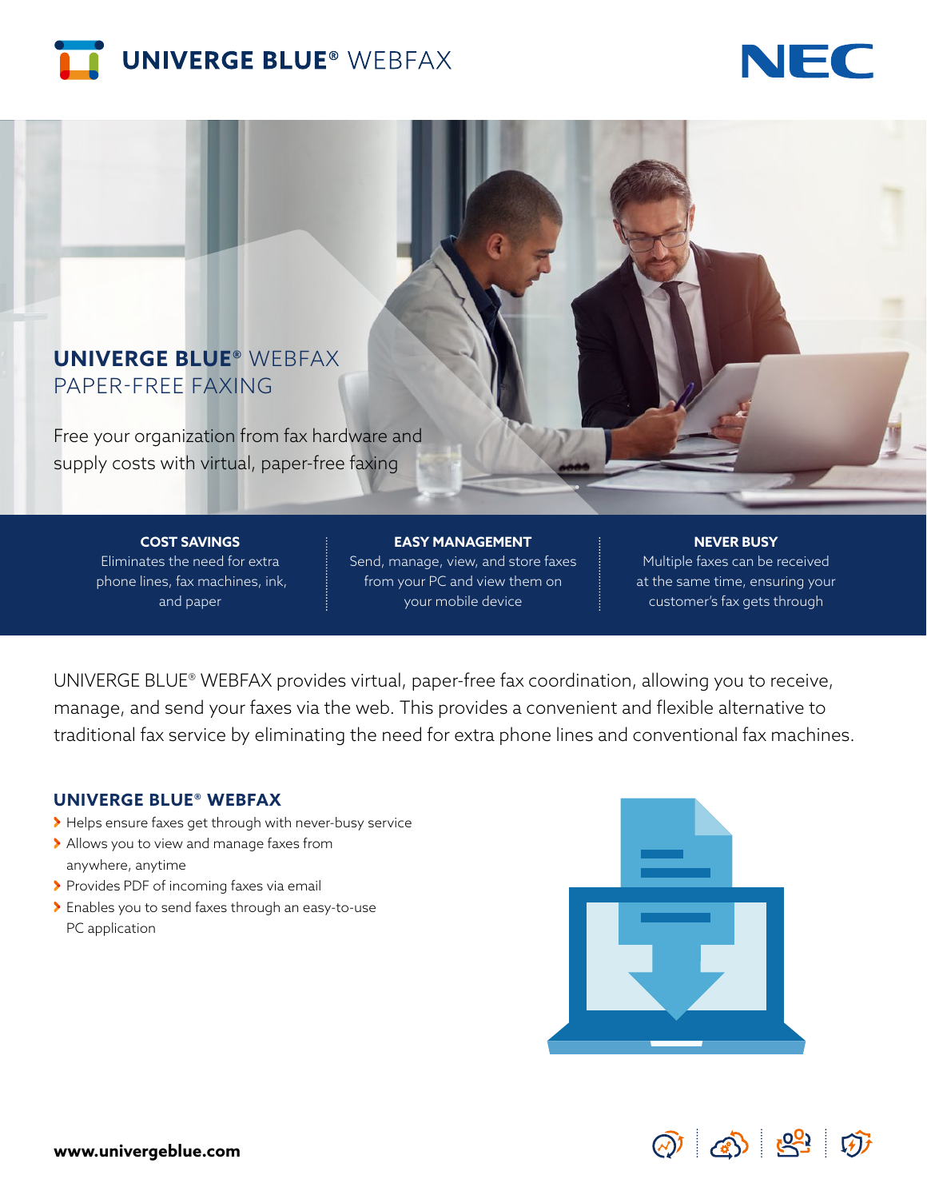# UNIVERGE BLUE® WEBFAX

## UNIVERGE BLUE® WEBFAX PAPER-FREE FAXING

Free your organization from fax hardware and supply costs with virtual, paper-free faxing

**COST SAVINGS**
Eliminates the need for extra phone lines, fax machines, ink, and paper

**EASY MANAGEMENT**
Send, manage, view, and store faxes from your PC and view them on your mobile device

**NEVER BUSY**
Multiple faxes can be received at the same time, ensuring your customer's fax gets through

UNIVERGE BLUE® WEBFAX provides virtual, paper-free fax coordination, allowing you to receive, manage, and send your faxes via the web. This provides a convenient and flexible alternative to traditional fax service by eliminating the need for extra phone lines and conventional fax machines.

### UNIVERGE BLUE® WEBFAX

- Helps ensure faxes get through with never-busy service
- Allows you to view and manage faxes from anywhere, anytime
- Provides PDF of incoming faxes via email
- Enables you to send faxes through an easy-to-use PC application

**www.univergeblue.com**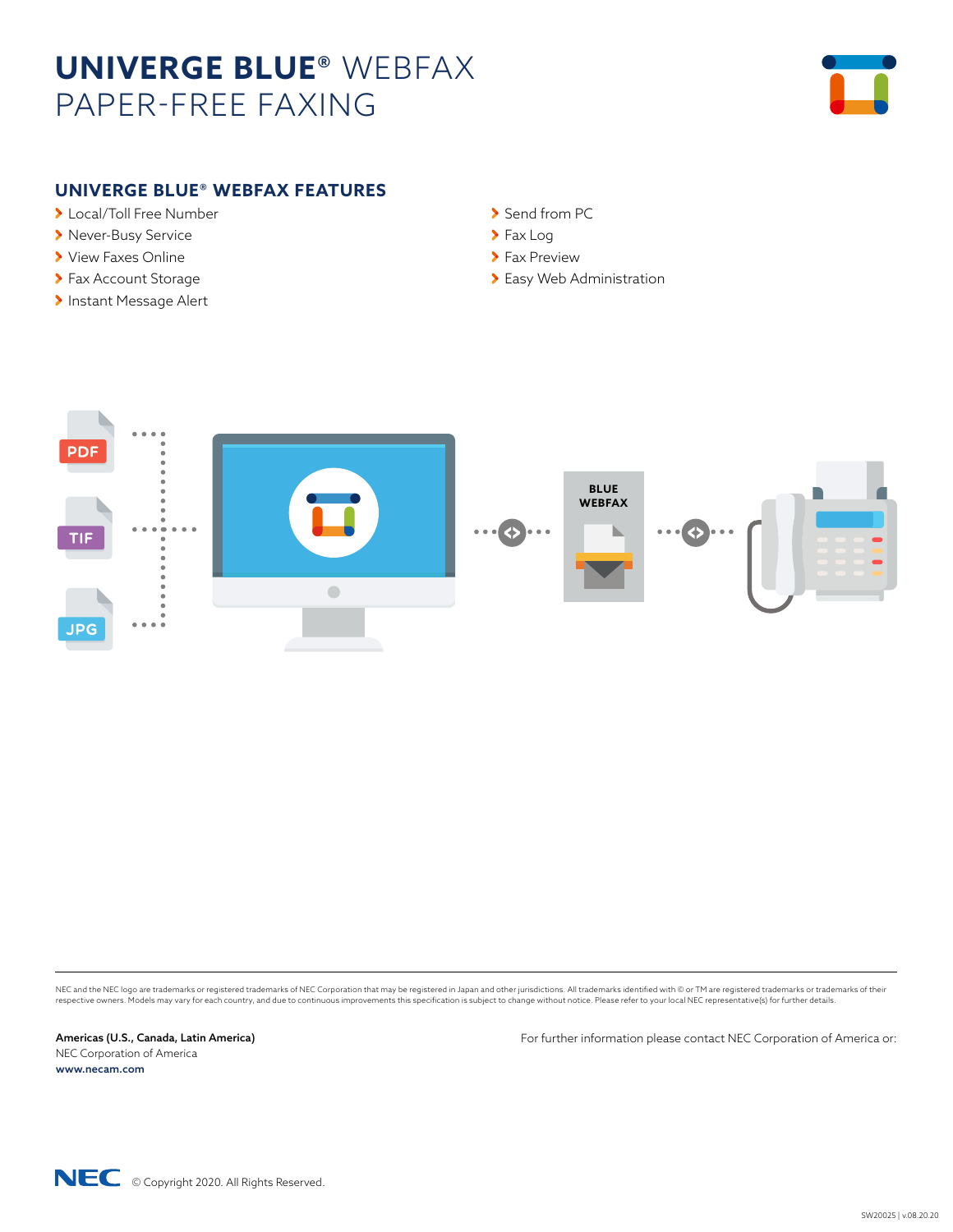# UNIVERGE BLUE® WEBFAX
# PAPER-FREE FAXING

## UNIVERGE BLUE® WEBFAX FEATURES

- Local/Toll Free Number
- Never-Busy Service
- View Faxes Online
- Fax Account Storage
- Instant Message Alert
- Send from PC
- Fax Log
- Fax Preview
- Easy Web Administration

PDF

TIF

JPG

BLUE WEBFAX

NEC and the NEC logo are trademarks or registered trademarks of NEC Corporation that may be registered in Japan and other jurisdictions. All trademarks identified with © or TM are registered trademarks or trademarks of their respective owners. Models may vary for each country, and due to continuous improvements this specification is subject to change without notice. Please refer to your local NEC representative(s) for further details.

**Americas (U.S., Canada, Latin America)**
NEC Corporation of America
**www.necam.com**

For further information please contact NEC Corporation of America or:

NEC © Copyright 2020. All Rights Reserved.

SW20025 | v.08.20.20